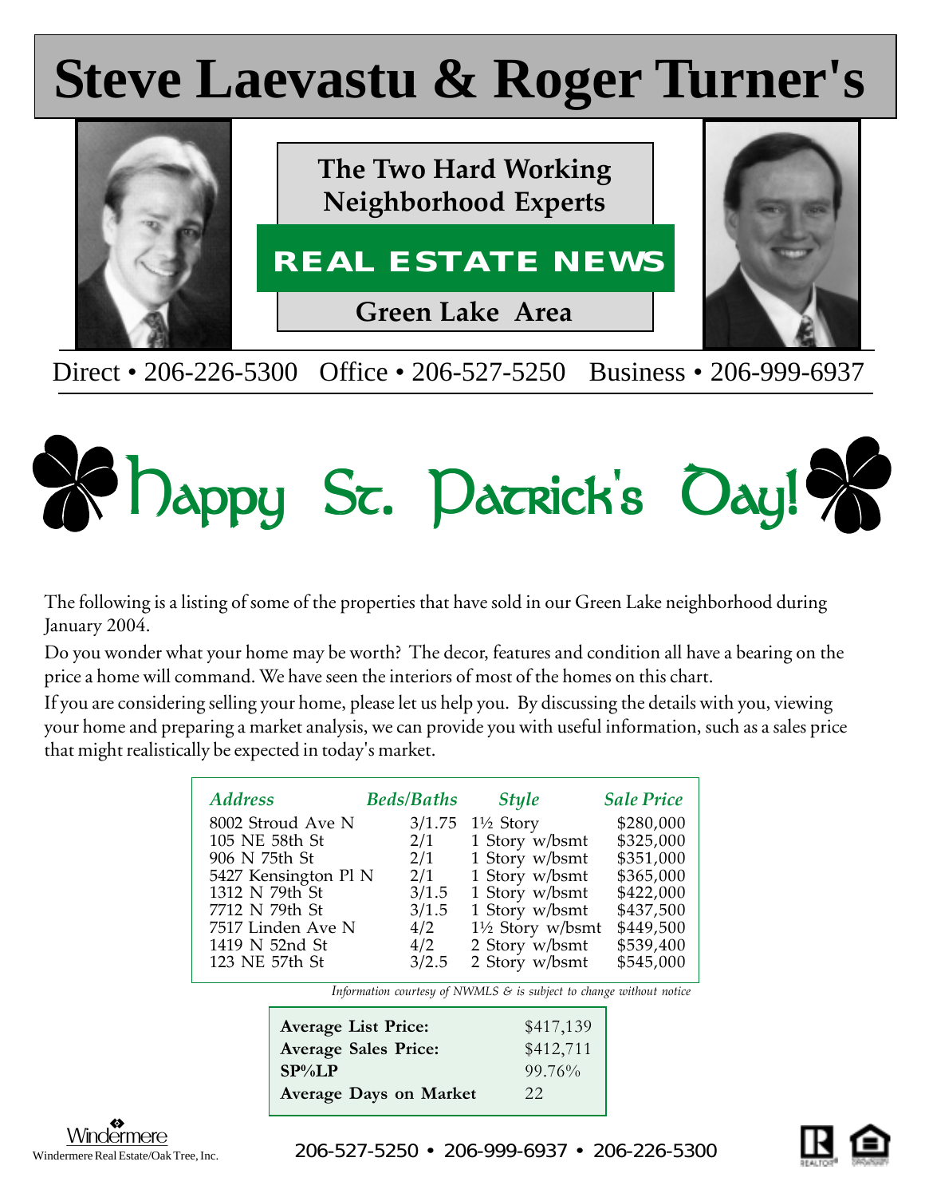# Steve Laevastu & Roger Turner's

**The Two Hard Working Neighborhood Experts**

## REAL ESTATE NEWS

**Green Lake Area**

Direct • 206-226-5300 Office • 206-527-5250 Business • 206-999-6937

# Happy St. Patrick's Day!

The following is a listing of some of the properties that have sold in our Green Lake neighborhood during January 2004.

Do you wonder what your home may be worth? The decor, features and condition all have a bearing on the price a home will command. We have seen the interiors of most of the homes on this chart.

If you are considering selling your home, please let us help you. By discussing the details with you, viewing your home and preparing a market analysis, we can provide you with useful information, such as a sales price that might realistically be expected in today's market.

| *Address* | *Beds/Baths* | *Style* | *Sale Price* |
|---|---|---|---|
| 8002 Stroud Ave N | 3/1.75 | 1½ Story | $280,000 |
| 105 NE 58th St | 2/1 | 1 Story w/bsmt | $325,000 |
| 906 N 75th St | 2/1 | 1 Story w/bsmt | $351,000 |
| 5427 Kensington Pl N | 2/1 | 1 Story w/bsmt | $365,000 |
| 1312 N 79th St | 3/1.5 | 1 Story w/bsmt | $422,000 |
| 7712 N 79th St | 3/1.5 | 1 Story w/bsmt | $437,500 |
| 7517 Linden Ave N | 4/2 | 1½ Story w/bsmt | $449,500 |
| 1419 N 52nd St | 4/2 | 2 Story w/bsmt | $539,400 |
| 123 NE 57th St | 3/2.5 | 2 Story w/bsmt | $545,000 |

*Information courtesy of NWMLS & is subject to change without notice*

| | |
|---|---|
| **Average List Price:** | $417,139 |
| **Average Sales Price:** | $412,711 |
| **SP%LP** | 99.76% |
| **Average Days on Market** | 22 |

Windermere

Windermere Real Estate/Oak Tree, Inc.

206-527-5250 • 206-999-6937 • 206-226-5300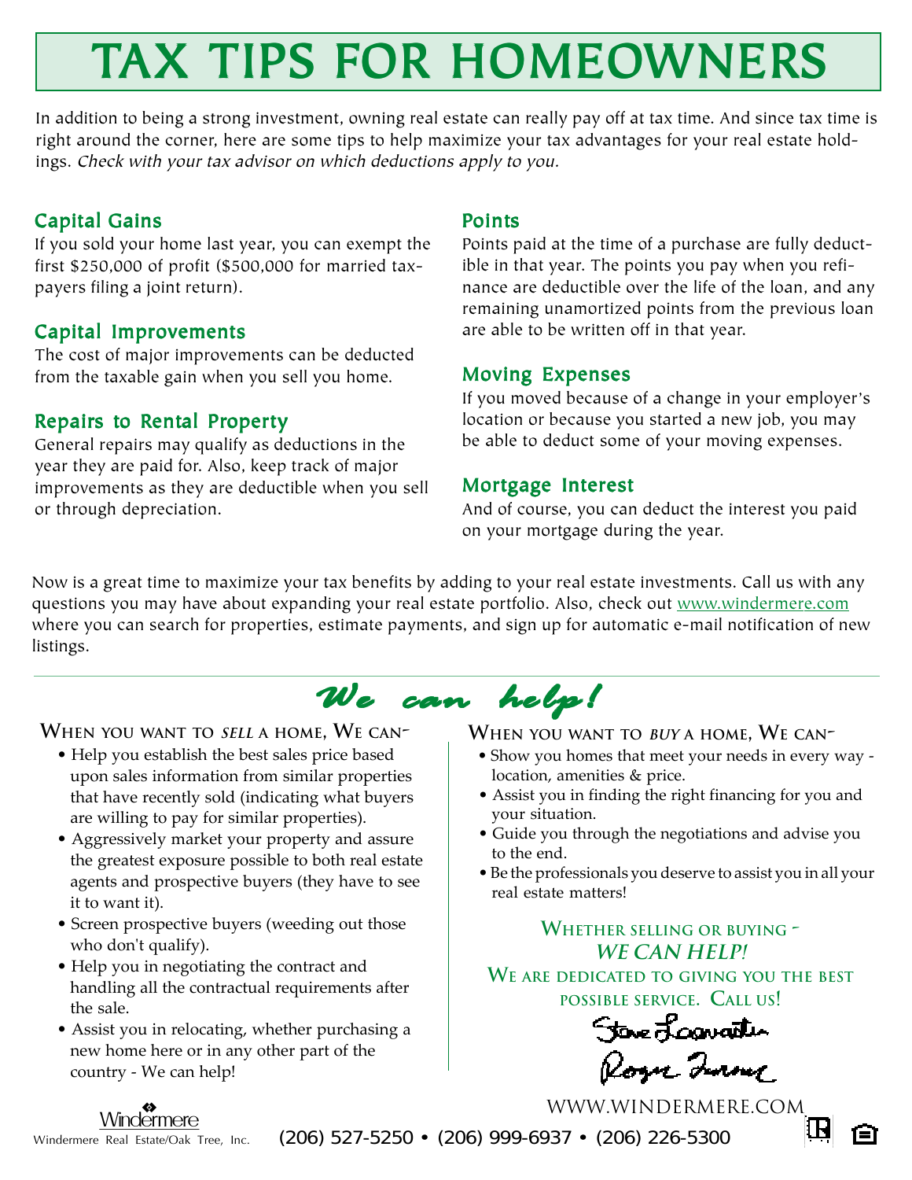# TAX TIPS FOR HOMEOWNERS

In addition to being a strong investment, owning real estate can really pay off at tax time. And since tax time is right around the corner, here are some tips to help maximize your tax advantages for your real estate holdings. *Check with your tax advisor on which deductions apply to you.*

## Capital Gains

If you sold your home last year, you can exempt the first $250,000 of profit ($500,000 for married taxpayers filing a joint return).

## Capital Improvements

The cost of major improvements can be deducted from the taxable gain when you sell you home.

## Repairs to Rental Property

General repairs may qualify as deductions in the year they are paid for. Also, keep track of major improvements as they are deductible when you sell or through depreciation.

## Points

Points paid at the time of a purchase are fully deductible in that year. The points you pay when you refinance are deductible over the life of the loan, and any remaining unamortized points from the previous loan are able to be written off in that year.

## Moving Expenses

If you moved because of a change in your employer's location or because you started a new job, you may be able to deduct some of your moving expenses.

## Mortgage Interest

And of course, you can deduct the interest you paid on your mortgage during the year.

Now is a great time to maximize your tax benefits by adding to your real estate investments. Call us with any questions you may have about expanding your real estate portfolio. Also, check out www.windermere.com where you can search for properties, estimate payments, and sign up for automatic e-mail notification of new listings.

## *We can help!*

**When you want to *sell* a home, We can-**

- Help you establish the best sales price based upon sales information from similar properties that have recently sold (indicating what buyers are willing to pay for similar properties).
- Aggressively market your property and assure the greatest exposure possible to both real estate agents and prospective buyers (they have to see it to want it).
- Screen prospective buyers (weeding out those who don't qualify).
- Help you in negotiating the contract and handling all the contractual requirements after the sale.
- Assist you in relocating, whether purchasing a new home here or in any other part of the country - We can help!

**When you want to *buy* a home, We can-**

- Show you homes that meet your needs in every way - location, amenities & price.
- Assist you in finding the right financing for you and your situation.
- Guide you through the negotiations and advise you to the end.
- Be the professionals you deserve to assist you in all your real estate matters!

**Whether selling or buying -**
***WE CAN HELP!***
**We are dedicated to giving you the best possible service. Call us!**

Steve Laconaitis
Roger Turner

WWW.WINDERMERE.COM

Windermere
Windermere Real Estate/Oak Tree, Inc.

(206) 527-5250 • (206) 999-6937 • (206) 226-5300